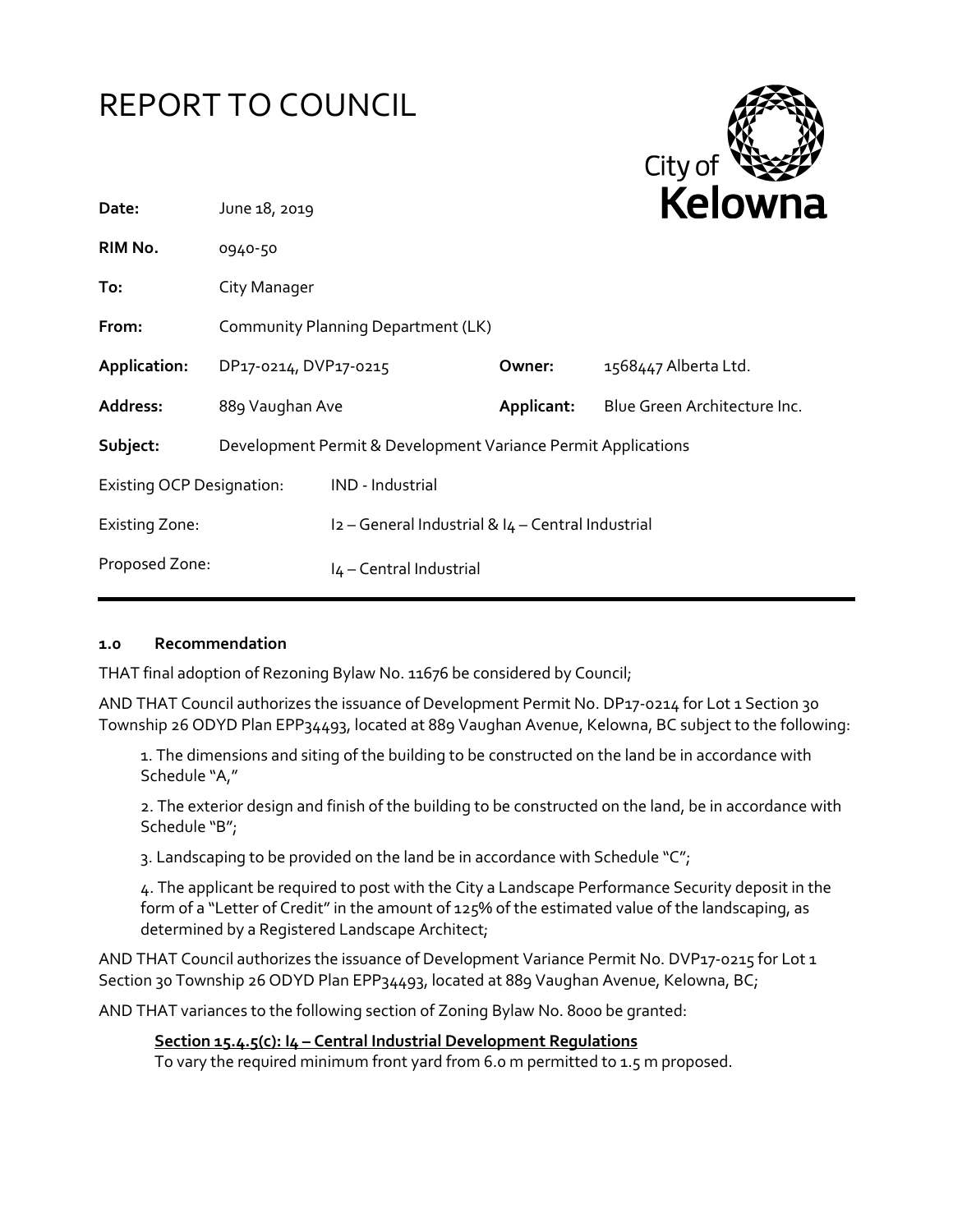# REPORT TO COUNCIL

| | | | |
|---|---|---|---|
| **Date:** | June 18, 2019 | | |
| **RIM No.** | 0940-50 | | |
| **To:** | City Manager | | |
| **From:** | Community Planning Department (LK) | | |
| **Application:** | DP17-0214, DVP17-0215 | **Owner:** | 1568447 Alberta Ltd. |
| **Address:** | 889 Vaughan Ave | **Applicant:** | Blue Green Architecture Inc. |
| **Subject:** | Development Permit & Development Variance Permit Applications | | |
| Existing OCP Designation: | IND - Industrial | | |
| Existing Zone: | I2 – General Industrial & I4 – Central Industrial | | |
| Proposed Zone: | I4 – Central Industrial | | |

## 1.0 Recommendation

THAT final adoption of Rezoning Bylaw No. 11676 be considered by Council;

AND THAT Council authorizes the issuance of Development Permit No. DP17-0214 for Lot 1 Section 30 Township 26 ODYD Plan EPP34493, located at 889 Vaughan Avenue, Kelowna, BC subject to the following:

1. The dimensions and siting of the building to be constructed on the land be in accordance with Schedule "A,"
2. The exterior design and finish of the building to be constructed on the land, be in accordance with Schedule "B";
3. Landscaping to be provided on the land be in accordance with Schedule "C";
4. The applicant be required to post with the City a Landscape Performance Security deposit in the form of a "Letter of Credit" in the amount of 125% of the estimated value of the landscaping, as determined by a Registered Landscape Architect;

AND THAT Council authorizes the issuance of Development Variance Permit No. DVP17-0215 for Lot 1 Section 30 Township 26 ODYD Plan EPP34493, located at 889 Vaughan Avenue, Kelowna, BC;

AND THAT variances to the following section of Zoning Bylaw No. 8000 be granted:

**Section 15.4.5(c): I4 – Central Industrial Development Regulations**
To vary the required minimum front yard from 6.0 m permitted to 1.5 m proposed.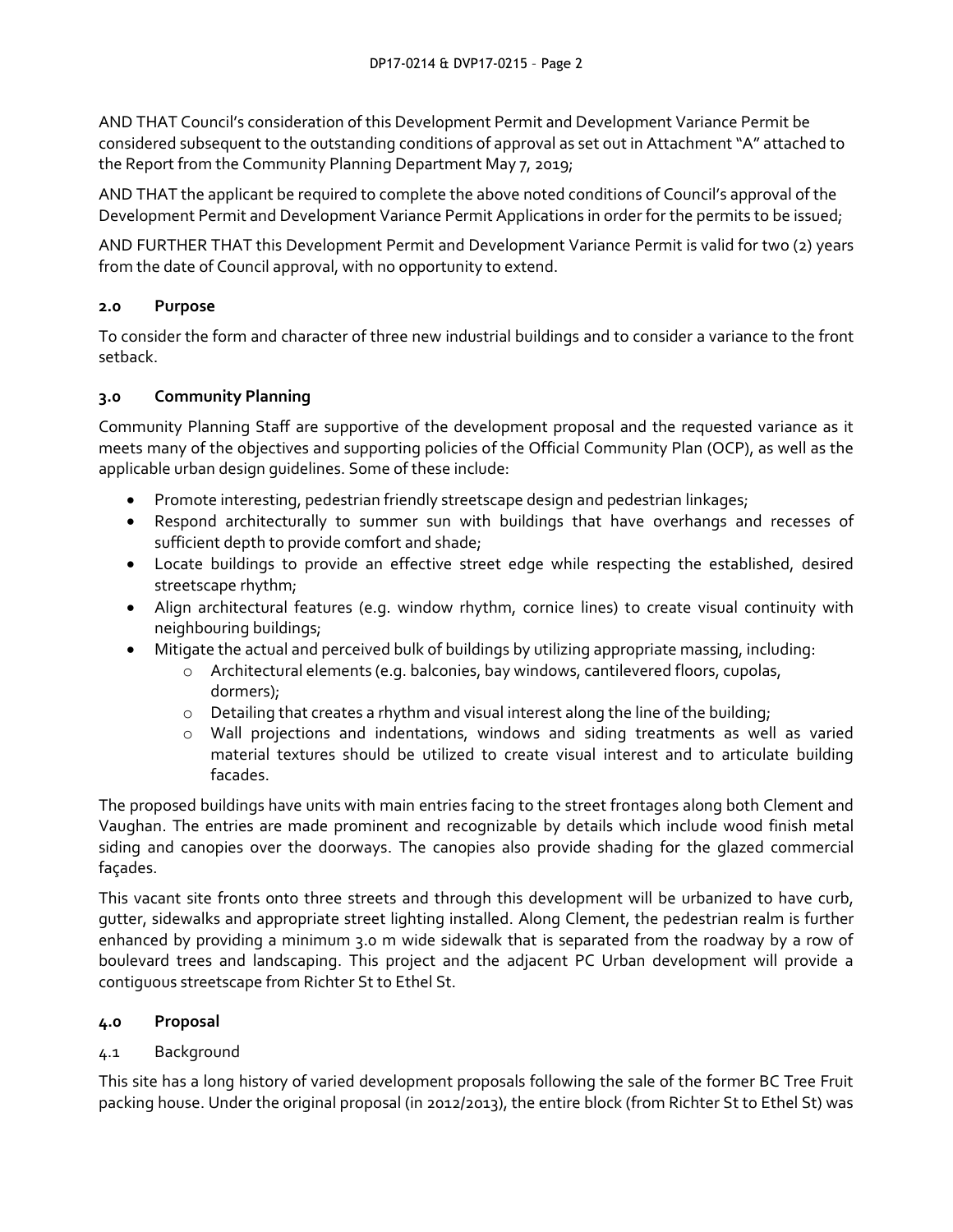AND THAT Council's consideration of this Development Permit and Development Variance Permit be considered subsequent to the outstanding conditions of approval as set out in Attachment "A" attached to the Report from the Community Planning Department May 7, 2019;

AND THAT the applicant be required to complete the above noted conditions of Council's approval of the Development Permit and Development Variance Permit Applications in order for the permits to be issued;

AND FURTHER THAT this Development Permit and Development Variance Permit is valid for two (2) years from the date of Council approval, with no opportunity to extend.

## 2.0 Purpose

To consider the form and character of three new industrial buildings and to consider a variance to the front setback.

## 3.0 Community Planning

Community Planning Staff are supportive of the development proposal and the requested variance as it meets many of the objectives and supporting policies of the Official Community Plan (OCP), as well as the applicable urban design guidelines. Some of these include:

- Promote interesting, pedestrian friendly streetscape design and pedestrian linkages;
- Respond architecturally to summer sun with buildings that have overhangs and recesses of sufficient depth to provide comfort and shade;
- Locate buildings to provide an effective street edge while respecting the established, desired streetscape rhythm;
- Align architectural features (e.g. window rhythm, cornice lines) to create visual continuity with neighbouring buildings;
- Mitigate the actual and perceived bulk of buildings by utilizing appropriate massing, including:
  - Architectural elements (e.g. balconies, bay windows, cantilevered floors, cupolas, dormers);
  - Detailing that creates a rhythm and visual interest along the line of the building;
  - Wall projections and indentations, windows and siding treatments as well as varied material textures should be utilized to create visual interest and to articulate building facades.

The proposed buildings have units with main entries facing to the street frontages along both Clement and Vaughan. The entries are made prominent and recognizable by details which include wood finish metal siding and canopies over the doorways. The canopies also provide shading for the glazed commercial façades.

This vacant site fronts onto three streets and through this development will be urbanized to have curb, gutter, sidewalks and appropriate street lighting installed. Along Clement, the pedestrian realm is further enhanced by providing a minimum 3.0 m wide sidewalk that is separated from the roadway by a row of boulevard trees and landscaping. This project and the adjacent PC Urban development will provide a contiguous streetscape from Richter St to Ethel St.

## 4.0 Proposal

### 4.1 Background

This site has a long history of varied development proposals following the sale of the former BC Tree Fruit packing house. Under the original proposal (in 2012/2013), the entire block (from Richter St to Ethel St) was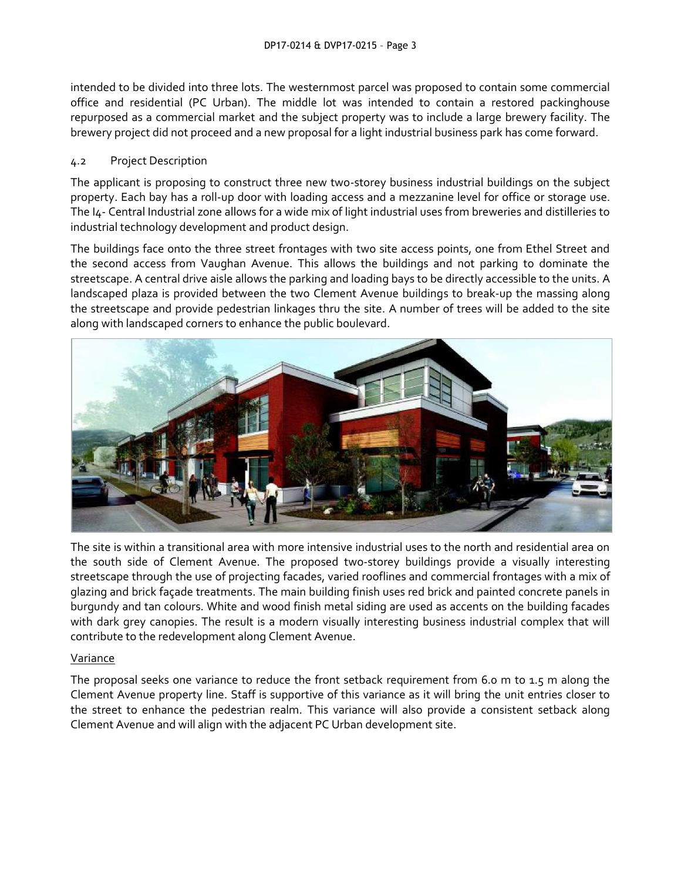intended to be divided into three lots. The westernmost parcel was proposed to contain some commercial office and residential (PC Urban). The middle lot was intended to contain a restored packinghouse repurposed as a commercial market and the subject property was to include a large brewery facility. The brewery project did not proceed and a new proposal for a light industrial business park has come forward.

### 4.2 Project Description

The applicant is proposing to construct three new two-storey business industrial buildings on the subject property. Each bay has a roll-up door with loading access and a mezzanine level for office or storage use. The I4- Central Industrial zone allows for a wide mix of light industrial uses from breweries and distilleries to industrial technology development and product design.

The buildings face onto the three street frontages with two site access points, one from Ethel Street and the second access from Vaughan Avenue. This allows the buildings and not parking to dominate the streetscape. A central drive aisle allows the parking and loading bays to be directly accessible to the units. A landscaped plaza is provided between the two Clement Avenue buildings to break-up the massing along the streetscape and provide pedestrian linkages thru the site. A number of trees will be added to the site along with landscaped corners to enhance the public boulevard.

The site is within a transitional area with more intensive industrial uses to the north and residential area on the south side of Clement Avenue. The proposed two-storey buildings provide a visually interesting streetscape through the use of projecting facades, varied rooflines and commercial frontages with a mix of glazing and brick façade treatments. The main building finish uses red brick and painted concrete panels in burgundy and tan colours. White and wood finish metal siding are used as accents on the building facades with dark grey canopies. The result is a modern visually interesting business industrial complex that will contribute to the redevelopment along Clement Avenue.

#### Variance

The proposal seeks one variance to reduce the front setback requirement from 6.0 m to 1.5 m along the Clement Avenue property line. Staff is supportive of this variance as it will bring the unit entries closer to the street to enhance the pedestrian realm. This variance will also provide a consistent setback along Clement Avenue and will align with the adjacent PC Urban development site.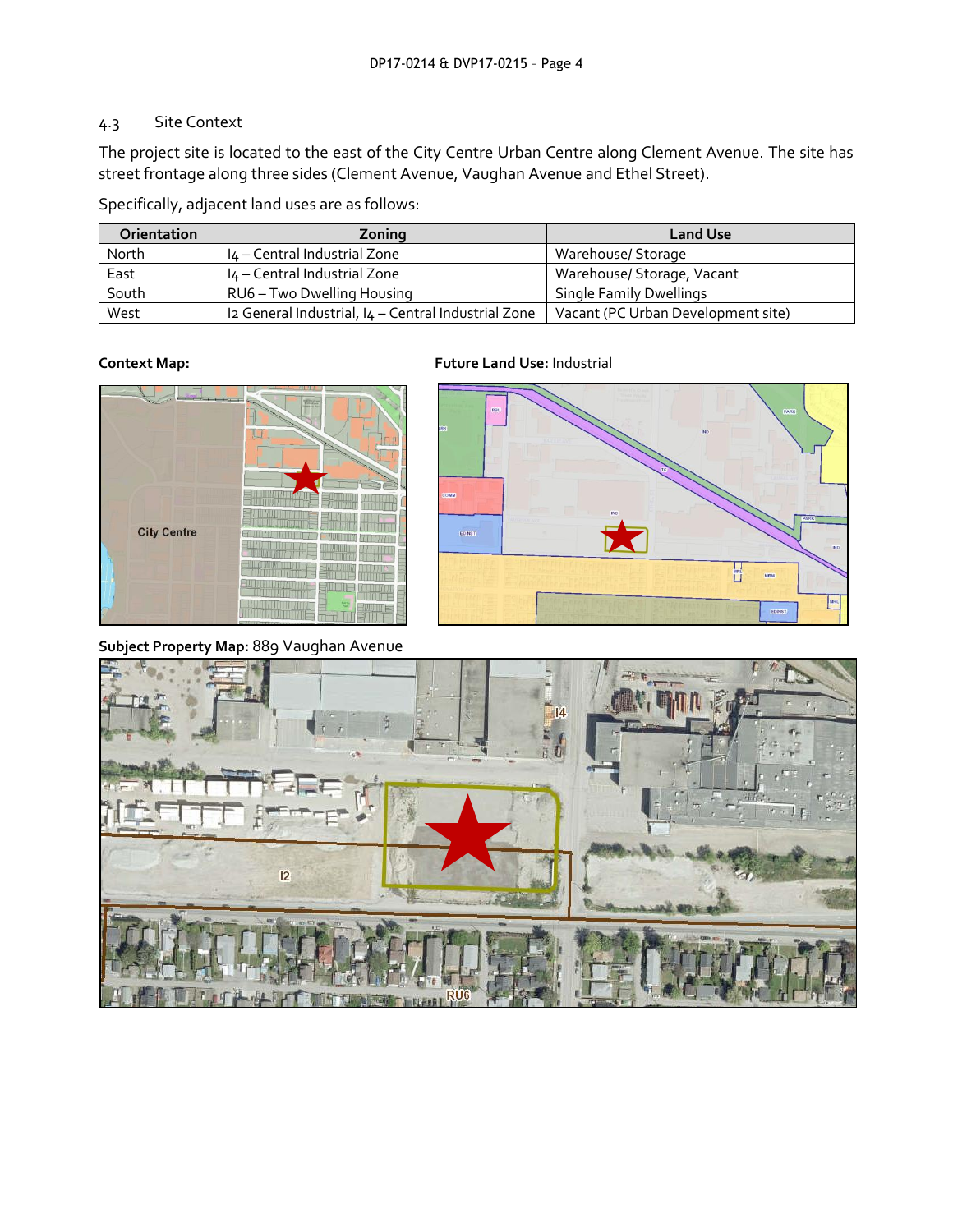### 4.3 Site Context

The project site is located to the east of the City Centre Urban Centre along Clement Avenue. The site has street frontage along three sides (Clement Avenue, Vaughan Avenue and Ethel Street).

Specifically, adjacent land uses are as follows:

| Orientation | Zoning | Land Use |
|---|---|---|
| North | I4 – Central Industrial Zone | Warehouse/ Storage |
| East | I4 – Central Industrial Zone | Warehouse/ Storage, Vacant |
| South | RU6 – Two Dwelling Housing | Single Family Dwellings |
| West | I2 General Industrial, I4 – Central Industrial Zone | Vacant (PC Urban Development site) |

**Context Map:**

**Future Land Use:** Industrial

**Subject Property Map:** 889 Vaughan Avenue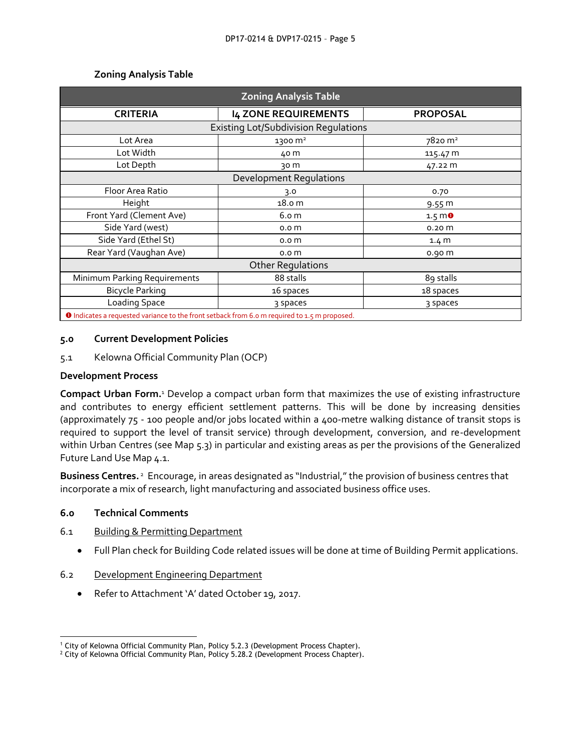### Zoning Analysis Table

| Zoning Analysis Table | | |
|---|---|---|
| **CRITERIA** | **I4 ZONE REQUIREMENTS** | **PROPOSAL** |
| Existing Lot/Subdivision Regulations | | |
| Lot Area | 1300 m² | 7820 m² |
| Lot Width | 40 m | 115.47 m |
| Lot Depth | 30 m | 47.22 m |
| Development Regulations | | |
| Floor Area Ratio | 3.0 | 0.70 |
| Height | 18.0 m | 9.55 m |
| Front Yard (Clement Ave) | 6.0 m | 1.5 m ❶ |
| Side Yard (west) | 0.0 m | 0.20 m |
| Side Yard (Ethel St) | 0.0 m | 1.4 m |
| Rear Yard (Vaughan Ave) | 0.0 m | 0.90 m |
| Other Regulations | | |
| Minimum Parking Requirements | 88 stalls | 89 stalls |
| Bicycle Parking | 16 spaces | 18 spaces |
| Loading Space | 3 spaces | 3 spaces |
| ❶ Indicates a requested variance to the front setback from 6.0 m required to 1.5 m proposed. | | |

### 5.0 Current Development Policies

5.1 Kelowna Official Community Plan (OCP)

**Development Process**

**Compact Urban Form.**[1] Develop a compact urban form that maximizes the use of existing infrastructure and contributes to energy efficient settlement patterns. This will be done by increasing densities (approximately 75 - 100 people and/or jobs located within a 400-metre walking distance of transit stops is required to support the level of transit service) through development, conversion, and re-development within Urban Centres (see Map 5.3) in particular and existing areas as per the provisions of the Generalized Future Land Use Map 4.1.

**Business Centres.**[2] Encourage, in areas designated as "Industrial," the provision of business centres that incorporate a mix of research, light manufacturing and associated business office uses.

### 6.0 Technical Comments

6.1 Building & Permitting Department

- Full Plan check for Building Code related issues will be done at time of Building Permit applications.

6.2 Development Engineering Department

- Refer to Attachment 'A' dated October 19, 2017.

---

[1] City of Kelowna Official Community Plan, Policy 5.2.3 (Development Process Chapter).

[2] City of Kelowna Official Community Plan, Policy 5.28.2 (Development Process Chapter).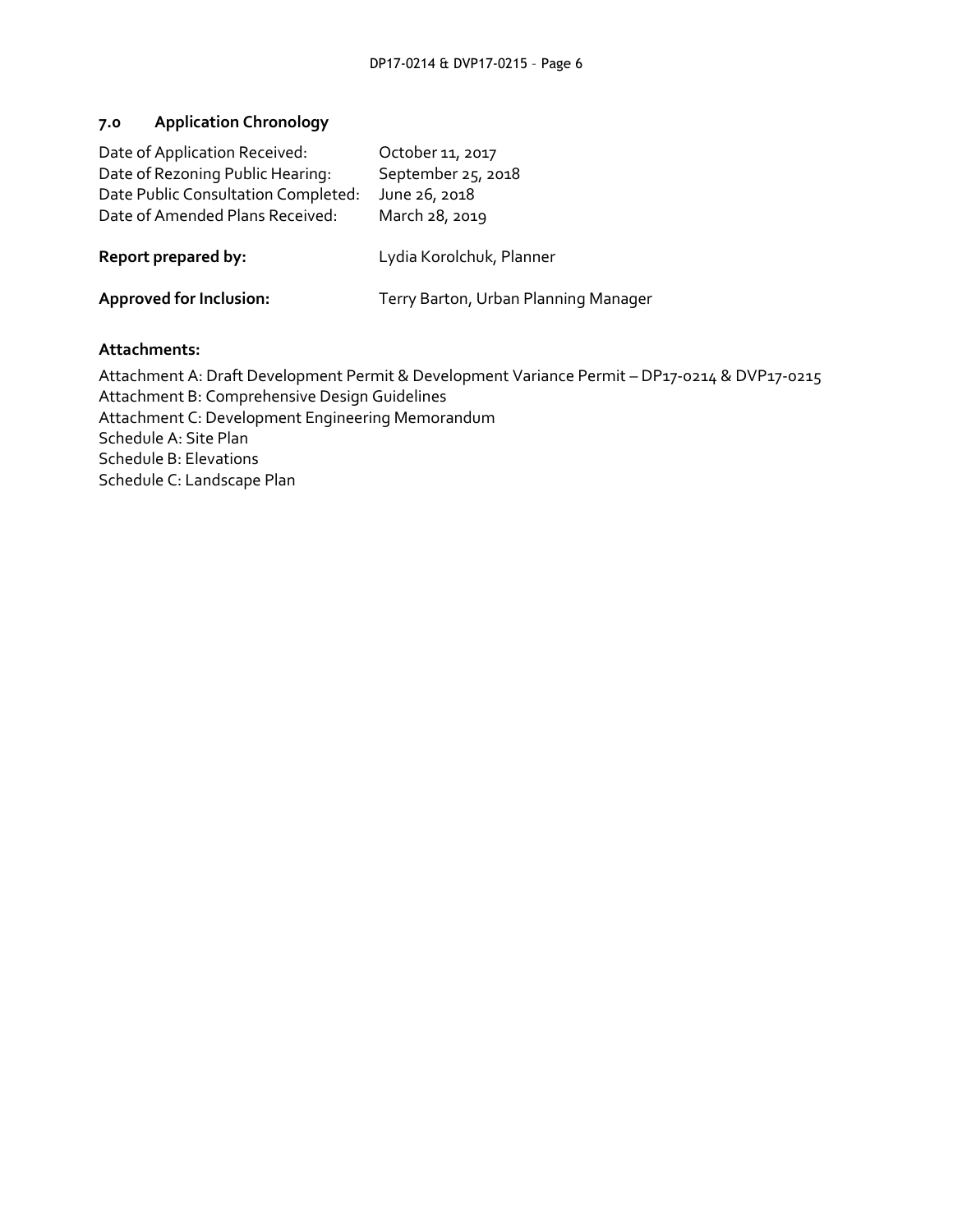## 7.0 Application Chronology

| | |
|---|---|
| Date of Application Received: | October 11, 2017 |
| Date of Rezoning Public Hearing: | September 25, 2018 |
| Date Public Consultation Completed: | June 26, 2018 |
| Date of Amended Plans Received: | March 28, 2019 |

**Report prepared by:** Lydia Korolchuk, Planner

**Approved for Inclusion:** Terry Barton, Urban Planning Manager

**Attachments:**

Attachment A: Draft Development Permit & Development Variance Permit – DP17-0214 & DVP17-0215
Attachment B: Comprehensive Design Guidelines
Attachment C: Development Engineering Memorandum
Schedule A: Site Plan
Schedule B: Elevations
Schedule C: Landscape Plan